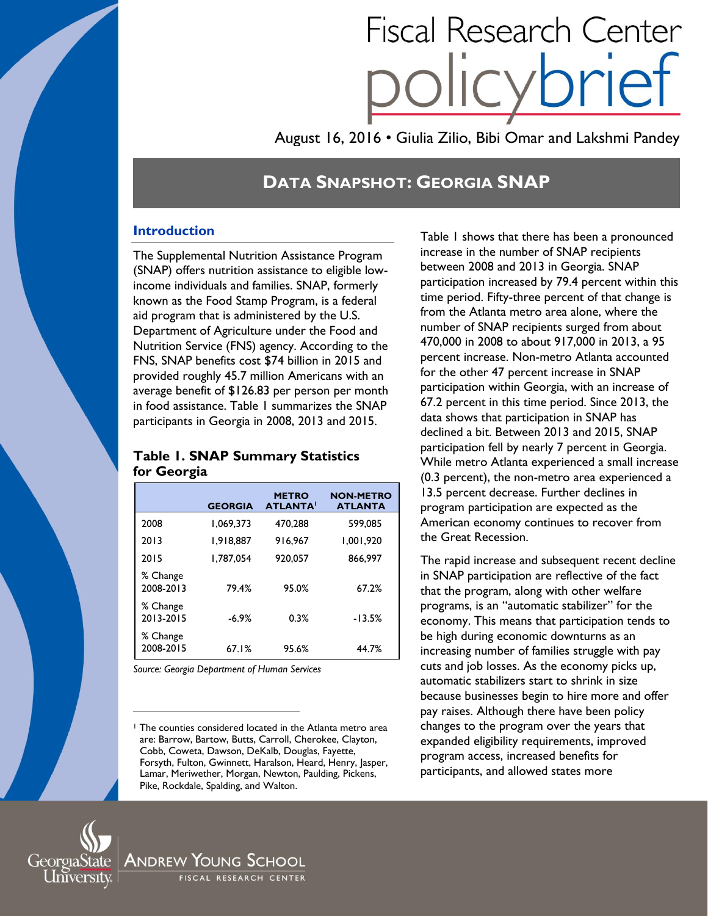# Fiscal Research Center policybrief

August 16, 2016 • Giulia Zilio, Bibi Omar and Lakshmi Pandey

## DATA SNAPSHOT: GEORGIA SNAP

### Introduction

The Supplemental Nutrition Assistance Program (SNAP) offers nutrition assistance to eligible low-income individuals and families. SNAP, formerly known as the Food Stamp Program, is a federal aid program that is administered by the U.S. Department of Agriculture under the Food and Nutrition Service (FNS) agency. According to the FNS, SNAP benefits cost $74 billion in 2015 and provided roughly 45.7 million Americans with an average benefit of $126.83 per person per month in food assistance. Table 1 summarizes the SNAP participants in Georgia in 2008, 2013 and 2015.

**Table 1. SNAP Summary Statistics for Georgia**

| | GEORGIA | METRO ATLANTA[1] | NON-METRO ATLANTA |
|---|---|---|---|
| 2008 | 1,069,373 | 470,288 | 599,085 |
| 2013 | 1,918,887 | 916,967 | 1,001,920 |
| 2015 | 1,787,054 | 920,057 | 866,997 |
| % Change 2008-2013 | 79.4% | 95.0% | 67.2% |
| % Change 2013-2015 | -6.9% | 0.3% | -13.5% |
| % Change 2008-2015 | 67.1% | 95.6% | 44.7% |

*Source: Georgia Department of Human Services*

Table 1 shows that there has been a pronounced increase in the number of SNAP recipients between 2008 and 2013 in Georgia. SNAP participation increased by 79.4 percent within this time period. Fifty-three percent of that change is from the Atlanta metro area alone, where the number of SNAP recipients surged from about 470,000 in 2008 to about 917,000 in 2013, a 95 percent increase. Non-metro Atlanta accounted for the other 47 percent increase in SNAP participation within Georgia, with an increase of 67.2 percent in this time period. Since 2013, the data shows that participation in SNAP has declined a bit. Between 2013 and 2015, SNAP participation fell by nearly 7 percent in Georgia. While metro Atlanta experienced a small increase (0.3 percent), the non-metro area experienced a 13.5 percent decrease. Further declines in program participation are expected as the American economy continues to recover from the Great Recession.

The rapid increase and subsequent recent decline in SNAP participation are reflective of the fact that the program, along with other welfare programs, is an "automatic stabilizer" for the economy. This means that participation tends to be high during economic downturns as an increasing number of families struggle with pay cuts and job losses. As the economy picks up, automatic stabilizers start to shrink in size because businesses begin to hire more and offer pay raises. Although there have been policy changes to the program over the years that expanded eligibility requirements, improved program access, increased benefits for participants, and allowed states more

[1] The counties considered located in the Atlanta metro area are: Barrow, Bartow, Butts, Carroll, Cherokee, Clayton, Cobb, Coweta, Dawson, DeKalb, Douglas, Fayette, Forsyth, Fulton, Gwinnett, Haralson, Heard, Henry, Jasper, Lamar, Meriwether, Morgan, Newton, Paulding, Pickens, Pike, Rockdale, Spalding, and Walton.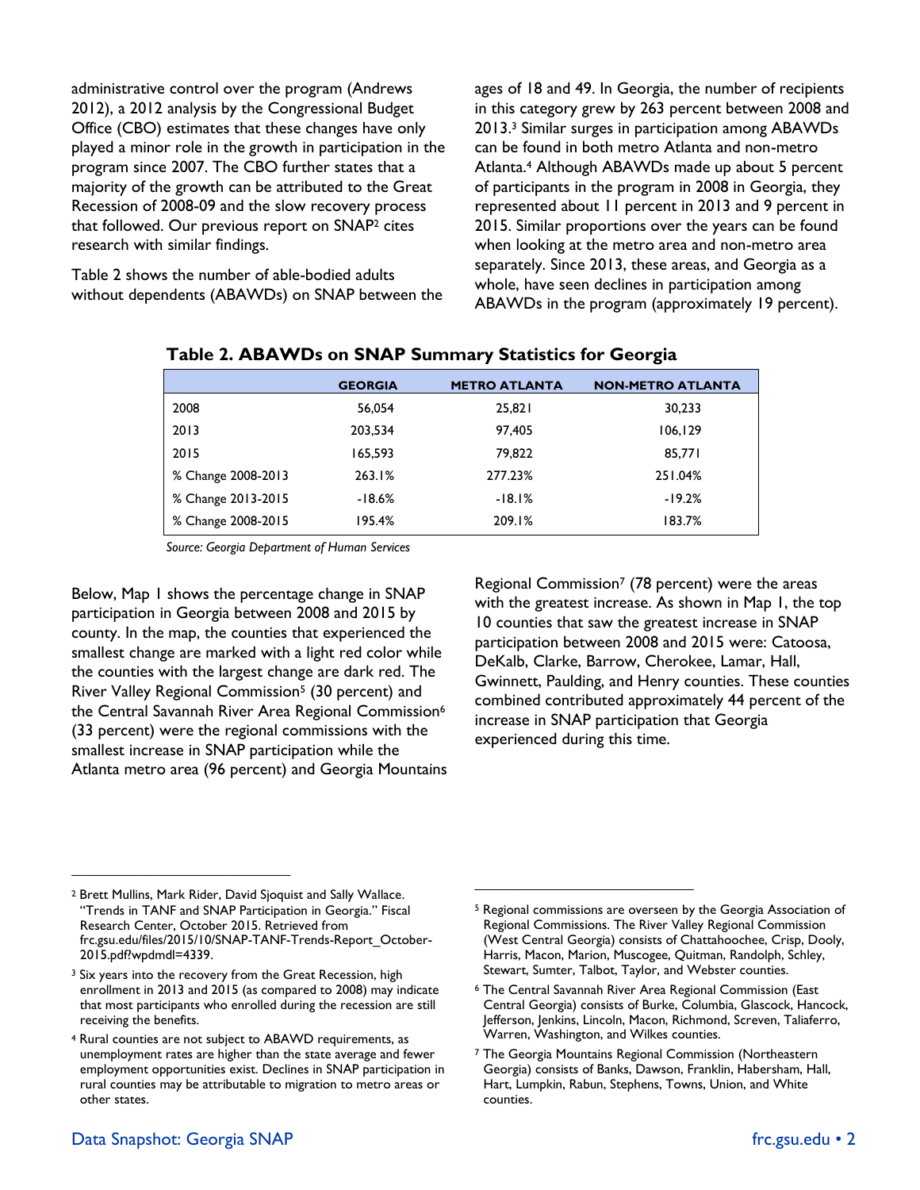administrative control over the program (Andrews 2012), a 2012 analysis by the Congressional Budget Office (CBO) estimates that these changes have only played a minor role in the growth in participation in the program since 2007. The CBO further states that a majority of the growth can be attributed to the Great Recession of 2008-09 and the slow recovery process that followed. Our previous report on SNAP[2] cites research with similar findings.

Table 2 shows the number of able-bodied adults without dependents (ABAWDs) on SNAP between the ages of 18 and 49. In Georgia, the number of recipients in this category grew by 263 percent between 2008 and 2013.[3] Similar surges in participation among ABAWDs can be found in both metro Atlanta and non-metro Atlanta.[4] Although ABAWDs made up about 5 percent of participants in the program in 2008 in Georgia, they represented about 11 percent in 2013 and 9 percent in 2015. Similar proportions over the years can be found when looking at the metro area and non-metro area separately. Since 2013, these areas, and Georgia as a whole, have seen declines in participation among ABAWDs in the program (approximately 19 percent).

**Table 2. ABAWDs on SNAP Summary Statistics for Georgia**

| | GEORGIA | METRO ATLANTA | NON-METRO ATLANTA |
|---|---|---|---|
| 2008 | 56,054 | 25,821 | 30,233 |
| 2013 | 203,534 | 97,405 | 106,129 |
| 2015 | 165,593 | 79,822 | 85,771 |
| % Change 2008-2013 | 263.1% | 277.23% | 251.04% |
| % Change 2013-2015 | -18.6% | -18.1% | -19.2% |
| % Change 2008-2015 | 195.4% | 209.1% | 183.7% |

*Source: Georgia Department of Human Services*

Below, Map 1 shows the percentage change in SNAP participation in Georgia between 2008 and 2015 by county. In the map, the counties that experienced the smallest change are marked with a light red color while the counties with the largest change are dark red. The River Valley Regional Commission[5] (30 percent) and the Central Savannah River Area Regional Commission[6] (33 percent) were the regional commissions with the smallest increase in SNAP participation while the Atlanta metro area (96 percent) and Georgia Mountains Regional Commission[7] (78 percent) were the areas with the greatest increase. As shown in Map 1, the top 10 counties that saw the greatest increase in SNAP participation between 2008 and 2015 were: Catoosa, DeKalb, Clarke, Barrow, Cherokee, Lamar, Hall, Gwinnett, Paulding, and Henry counties. These counties combined contributed approximately 44 percent of the increase in SNAP participation that Georgia experienced during this time.

---

[2] Brett Mullins, Mark Rider, David Sjoquist and Sally Wallace. "Trends in TANF and SNAP Participation in Georgia." Fiscal Research Center, October 2015. Retrieved from frc.gsu.edu/files/2015/10/SNAP-TANF-Trends-Report_October-2015.pdf?wpdmdl=4339.

[3] Six years into the recovery from the Great Recession, high enrollment in 2013 and 2015 (as compared to 2008) may indicate that most participants who enrolled during the recession are still receiving the benefits.

[4] Rural counties are not subject to ABAWD requirements, as unemployment rates are higher than the state average and fewer employment opportunities exist. Declines in SNAP participation in rural counties may be attributable to migration to metro areas or other states.

[5] Regional commissions are overseen by the Georgia Association of Regional Commissions. The River Valley Regional Commission (West Central Georgia) consists of Chattahoochee, Crisp, Dooly, Harris, Macon, Marion, Muscogee, Quitman, Randolph, Schley, Stewart, Sumter, Talbot, Taylor, and Webster counties.

[6] The Central Savannah River Area Regional Commission (East Central Georgia) consists of Burke, Columbia, Glascock, Hancock, Jefferson, Jenkins, Lincoln, Macon, Richmond, Screven, Taliaferro, Warren, Washington, and Wilkes counties.

[7] The Georgia Mountains Regional Commission (Northeastern Georgia) consists of Banks, Dawson, Franklin, Habersham, Hall, Hart, Lumpkin, Rabun, Stephens, Towns, Union, and White counties.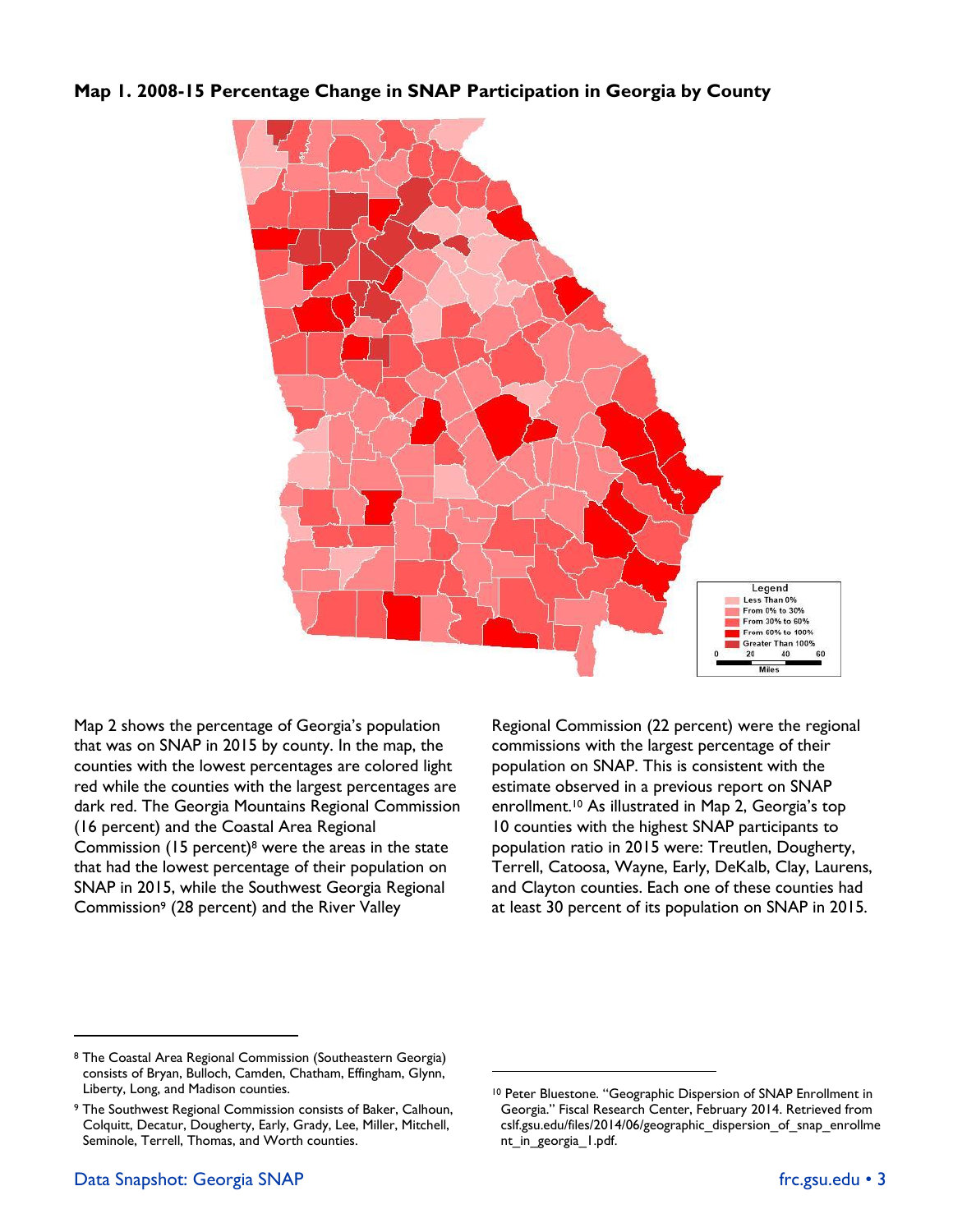**Map 1. 2008-15 Percentage Change in SNAP Participation in Georgia by County**

Map 2 shows the percentage of Georgia's population that was on SNAP in 2015 by county. In the map, the counties with the lowest percentages are colored light red while the counties with the largest percentages are dark red. The Georgia Mountains Regional Commission (16 percent) and the Coastal Area Regional Commission (15 percent)[8] were the areas in the state that had the lowest percentage of their population on SNAP in 2015, while the Southwest Georgia Regional Commission[9] (28 percent) and the River Valley Regional Commission (22 percent) were the regional commissions with the largest percentage of their population on SNAP. This is consistent with the estimate observed in a previous report on SNAP enrollment.[10] As illustrated in Map 2, Georgia's top 10 counties with the highest SNAP participants to population ratio in 2015 were: Treutlen, Dougherty, Terrell, Catoosa, Wayne, Early, DeKalb, Clay, Laurens, and Clayton counties. Each one of these counties had at least 30 percent of its population on SNAP in 2015.

---

[8] The Coastal Area Regional Commission (Southeastern Georgia) consists of Bryan, Bulloch, Camden, Chatham, Effingham, Glynn, Liberty, Long, and Madison counties.

[9] The Southwest Regional Commission consists of Baker, Calhoun, Colquitt, Decatur, Dougherty, Early, Grady, Lee, Miller, Mitchell, Seminole, Terrell, Thomas, and Worth counties.

[10] Peter Bluestone. "Geographic Dispersion of SNAP Enrollment in Georgia." Fiscal Research Center, February 2014. Retrieved from cslf.gsu.edu/files/2014/06/geographic_dispersion_of_snap_enrollment_in_georgia_1.pdf.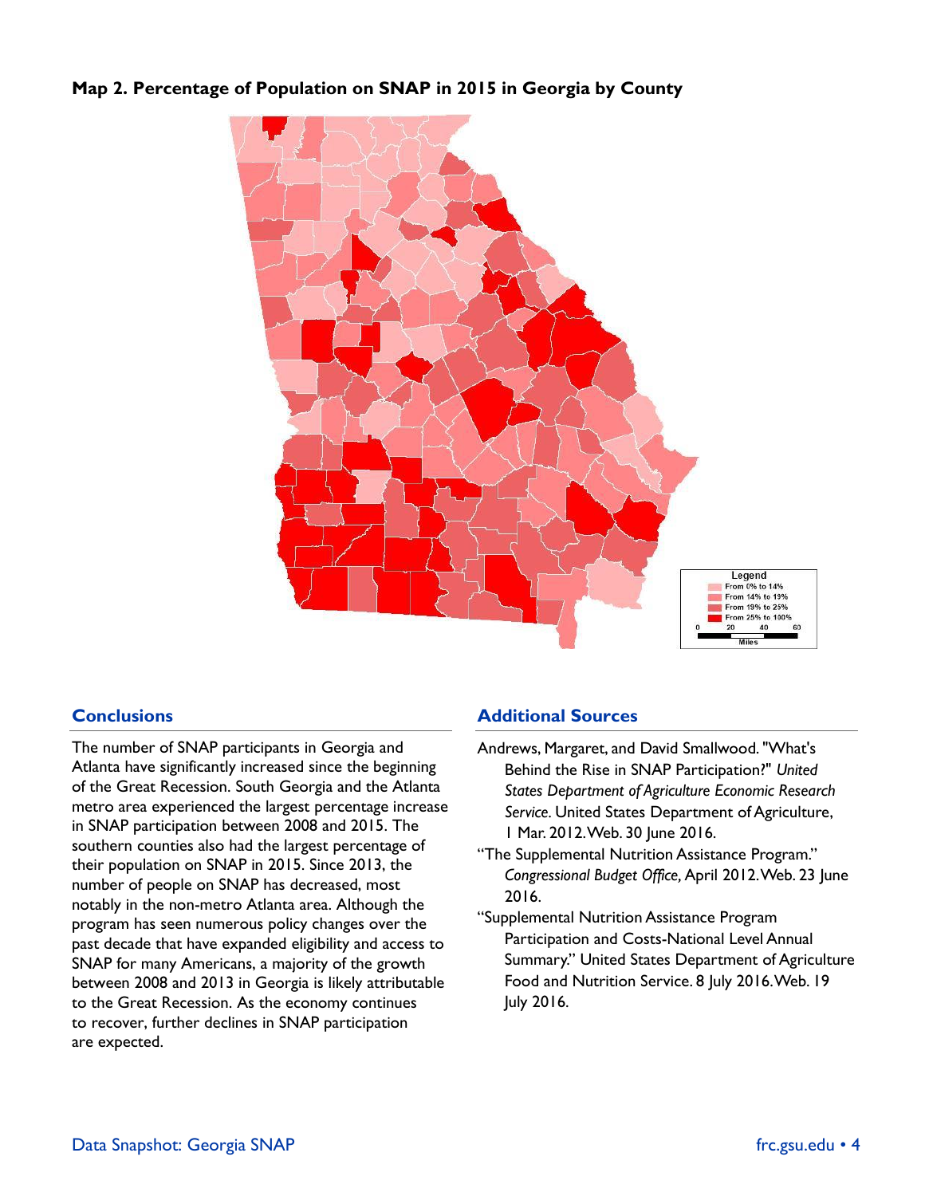**Map 2. Percentage of Population on SNAP in 2015 in Georgia by County**

## Conclusions

The number of SNAP participants in Georgia and Atlanta have significantly increased since the beginning of the Great Recession. South Georgia and the Atlanta metro area experienced the largest percentage increase in SNAP participation between 2008 and 2015. The southern counties also had the largest percentage of their population on SNAP in 2015. Since 2013, the number of people on SNAP has decreased, most notably in the non-metro Atlanta area. Although the program has seen numerous policy changes over the past decade that have expanded eligibility and access to SNAP for many Americans, a majority of the growth between 2008 and 2013 in Georgia is likely attributable to the Great Recession. As the economy continues to recover, further declines in SNAP participation are expected.

## Additional Sources

Andrews, Margaret, and David Smallwood. "What's Behind the Rise in SNAP Participation?" *United States Department of Agriculture Economic Research Service*. United States Department of Agriculture, 1 Mar. 2012. Web. 30 June 2016.

"The Supplemental Nutrition Assistance Program." *Congressional Budget Office,* April 2012. Web. 23 June 2016.

"Supplemental Nutrition Assistance Program Participation and Costs-National Level Annual Summary." United States Department of Agriculture Food and Nutrition Service. 8 July 2016. Web. 19 July 2016.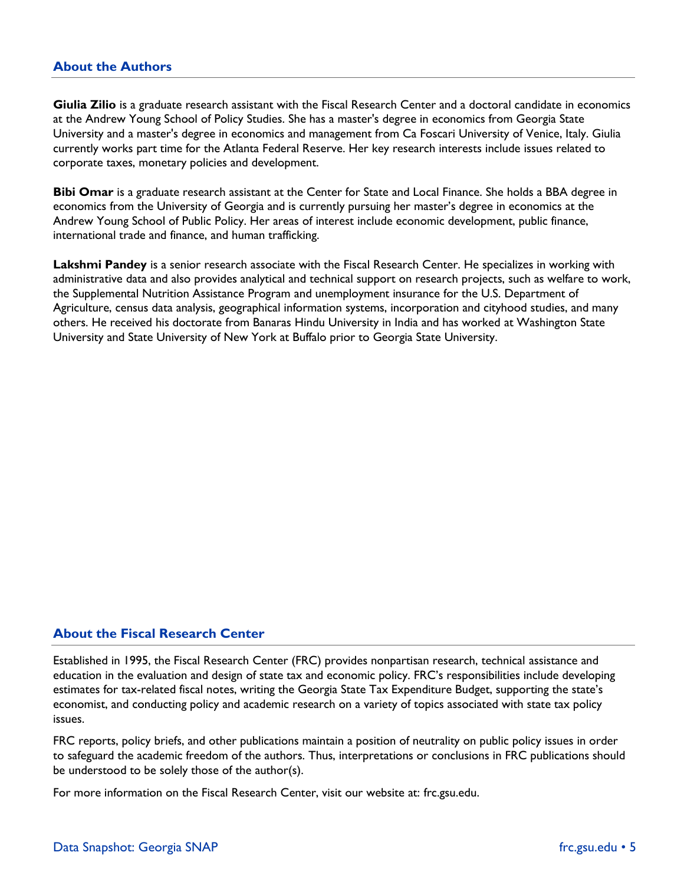## About the Authors

**Giulia Zilio** is a graduate research assistant with the Fiscal Research Center and a doctoral candidate in economics at the Andrew Young School of Policy Studies. She has a master's degree in economics from Georgia State University and a master's degree in economics and management from Ca Foscari University of Venice, Italy. Giulia currently works part time for the Atlanta Federal Reserve. Her key research interests include issues related to corporate taxes, monetary policies and development.

**Bibi Omar** is a graduate research assistant at the Center for State and Local Finance. She holds a BBA degree in economics from the University of Georgia and is currently pursuing her master's degree in economics at the Andrew Young School of Public Policy. Her areas of interest include economic development, public finance, international trade and finance, and human trafficking.

**Lakshmi Pandey** is a senior research associate with the Fiscal Research Center. He specializes in working with administrative data and also provides analytical and technical support on research projects, such as welfare to work, the Supplemental Nutrition Assistance Program and unemployment insurance for the U.S. Department of Agriculture, census data analysis, geographical information systems, incorporation and cityhood studies, and many others. He received his doctorate from Banaras Hindu University in India and has worked at Washington State University and State University of New York at Buffalo prior to Georgia State University.

## About the Fiscal Research Center

Established in 1995, the Fiscal Research Center (FRC) provides nonpartisan research, technical assistance and education in the evaluation and design of state tax and economic policy. FRC's responsibilities include developing estimates for tax-related fiscal notes, writing the Georgia State Tax Expenditure Budget, supporting the state's economist, and conducting policy and academic research on a variety of topics associated with state tax policy issues.

FRC reports, policy briefs, and other publications maintain a position of neutrality on public policy issues in order to safeguard the academic freedom of the authors. Thus, interpretations or conclusions in FRC publications should be understood to be solely those of the author(s).

For more information on the Fiscal Research Center, visit our website at: frc.gsu.edu.